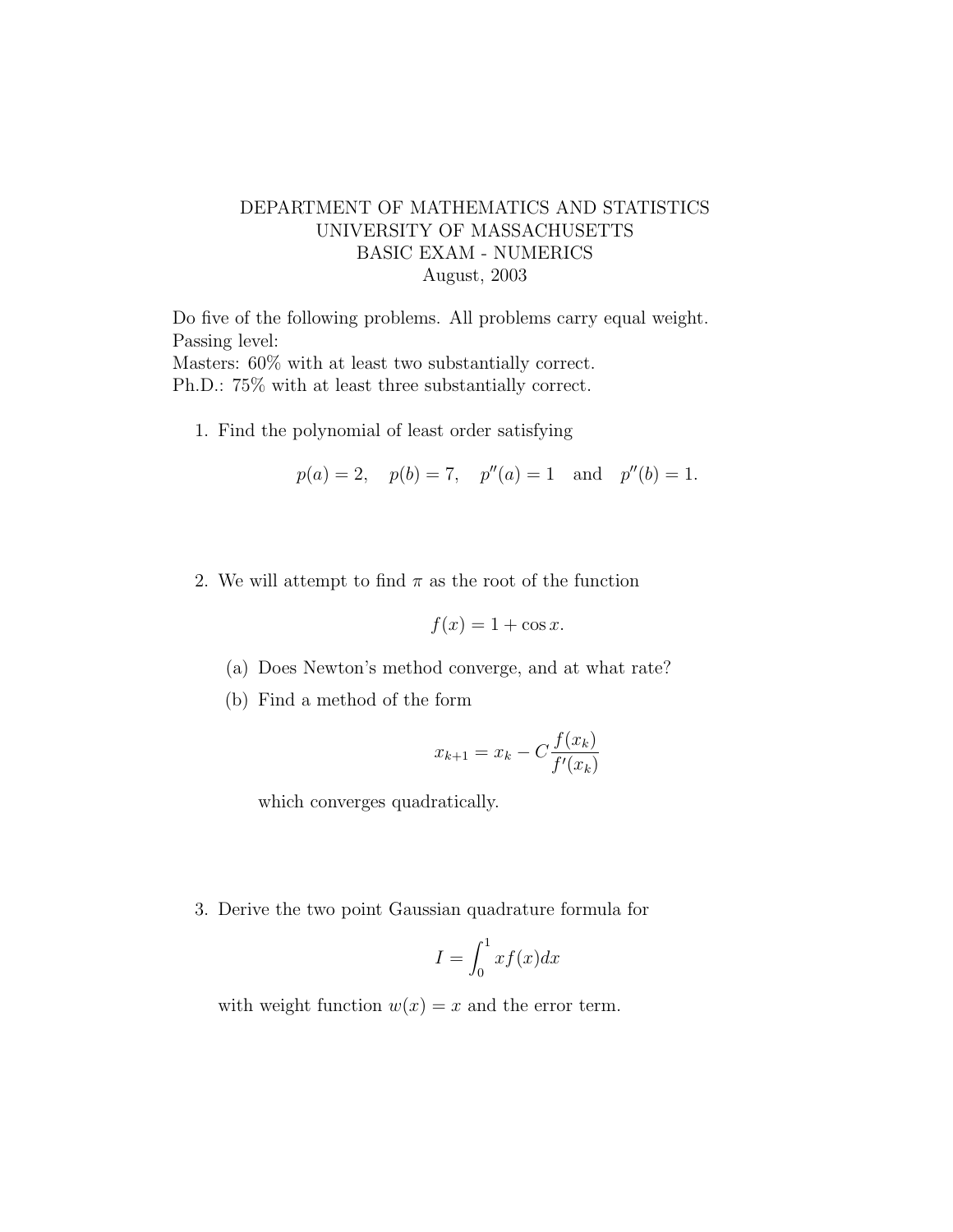DEPARTMENT OF MATHEMATICS AND STATISTICS
UNIVERSITY OF MASSACHUSETTS
BASIC EXAM - NUMERICS
August, 2003

Do five of the following problems. All problems carry equal weight.
Passing level:
Masters: 60% with at least two substantially correct.
Ph.D.: 75% with at least three substantially correct.

1. Find the polynomial of least order satisfying

$$p(a) = 2, \quad p(b) = 7, \quad p''(a) = 1 \quad \text{and} \quad p''(b) = 1.$$

2. We will attempt to find $\pi$ as the root of the function

$$f(x) = 1 + \cos x.$$

   (a) Does Newton's method converge, and at what rate?

   (b) Find a method of the form

$$x_{k+1} = x_k - C\frac{f(x_k)}{f'(x_k)}$$

   which converges quadratically.

3. Derive the two point Gaussian quadrature formula for

$$I = \int_0^1 xf(x)dx$$

   with weight function $w(x) = x$ and the error term.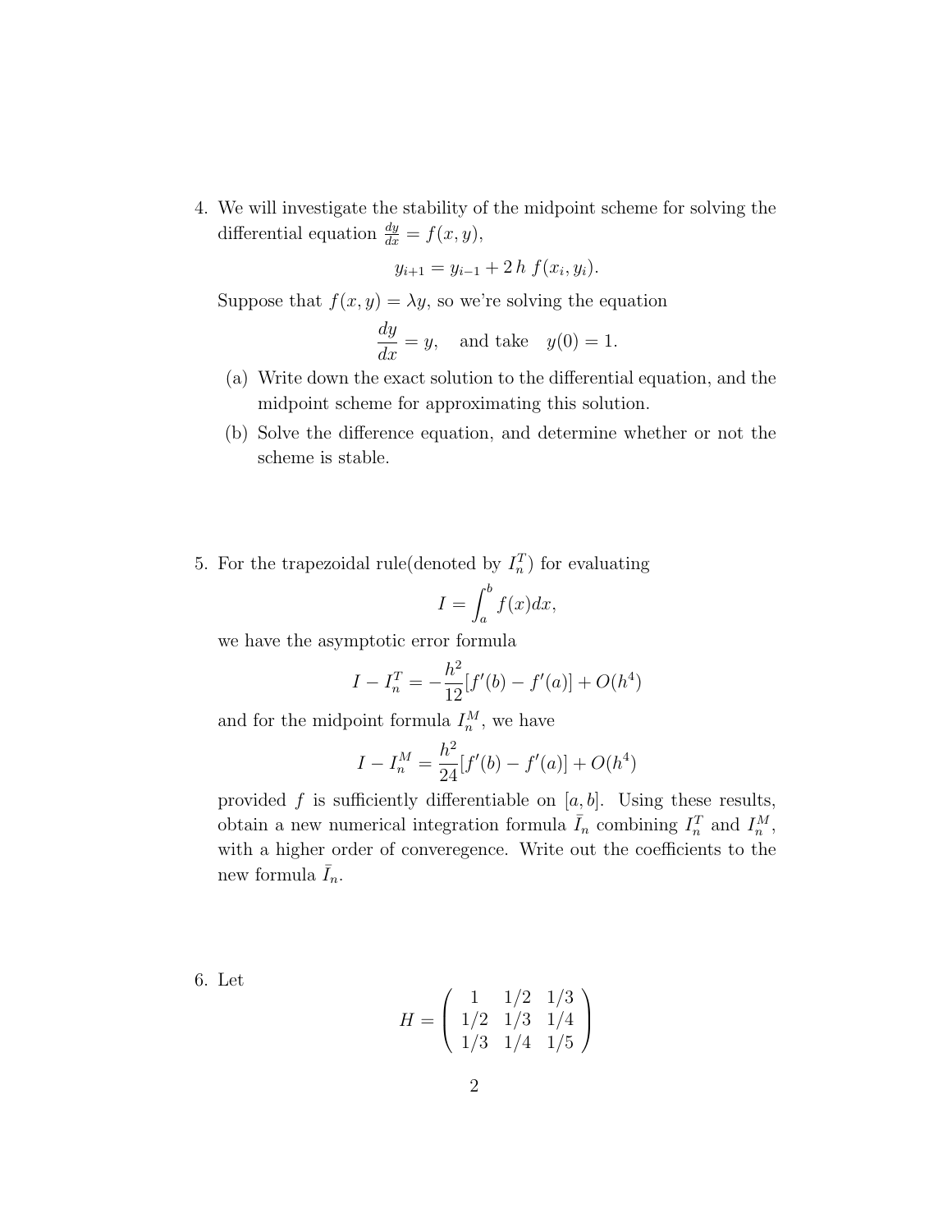4. We will investigate the stability of the midpoint scheme for solving the differential equation $\frac{dy}{dx} = f(x, y)$,

$$y_{i+1} = y_{i-1} + 2\,h\ f(x_i, y_i).$$

Suppose that $f(x, y) = \lambda y$, so we're solving the equation

$$\frac{dy}{dx} = y, \quad \text{and take} \quad y(0) = 1.$$

   (a) Write down the exact solution to the differential equation, and the midpoint scheme for approximating this solution.

   (b) Solve the difference equation, and determine whether or not the scheme is stable.

5. For the trapezoidal rule(denoted by $I_n^T$) for evaluating

$$I = \int_a^b f(x)dx,$$

we have the asymptotic error formula

$$I - I_n^T = -\frac{h^2}{12}[f'(b) - f'(a)] + O(h^4)$$

and for the midpoint formula $I_n^M$, we have

$$I - I_n^M = \frac{h^2}{24}[f'(b) - f'(a)] + O(h^4)$$

provided $f$ is sufficiently differentiable on $[a, b]$. Using these results, obtain a new numerical integration formula $\bar{I}_n$ combining $I_n^T$ and $I_n^M$, with a higher order of converegence. Write out the coefficients to the new formula $\bar{I}_n$.

6. Let

$$H = \begin{pmatrix} 1 & 1/2 & 1/3 \\ 1/2 & 1/3 & 1/4 \\ 1/3 & 1/4 & 1/5 \end{pmatrix}$$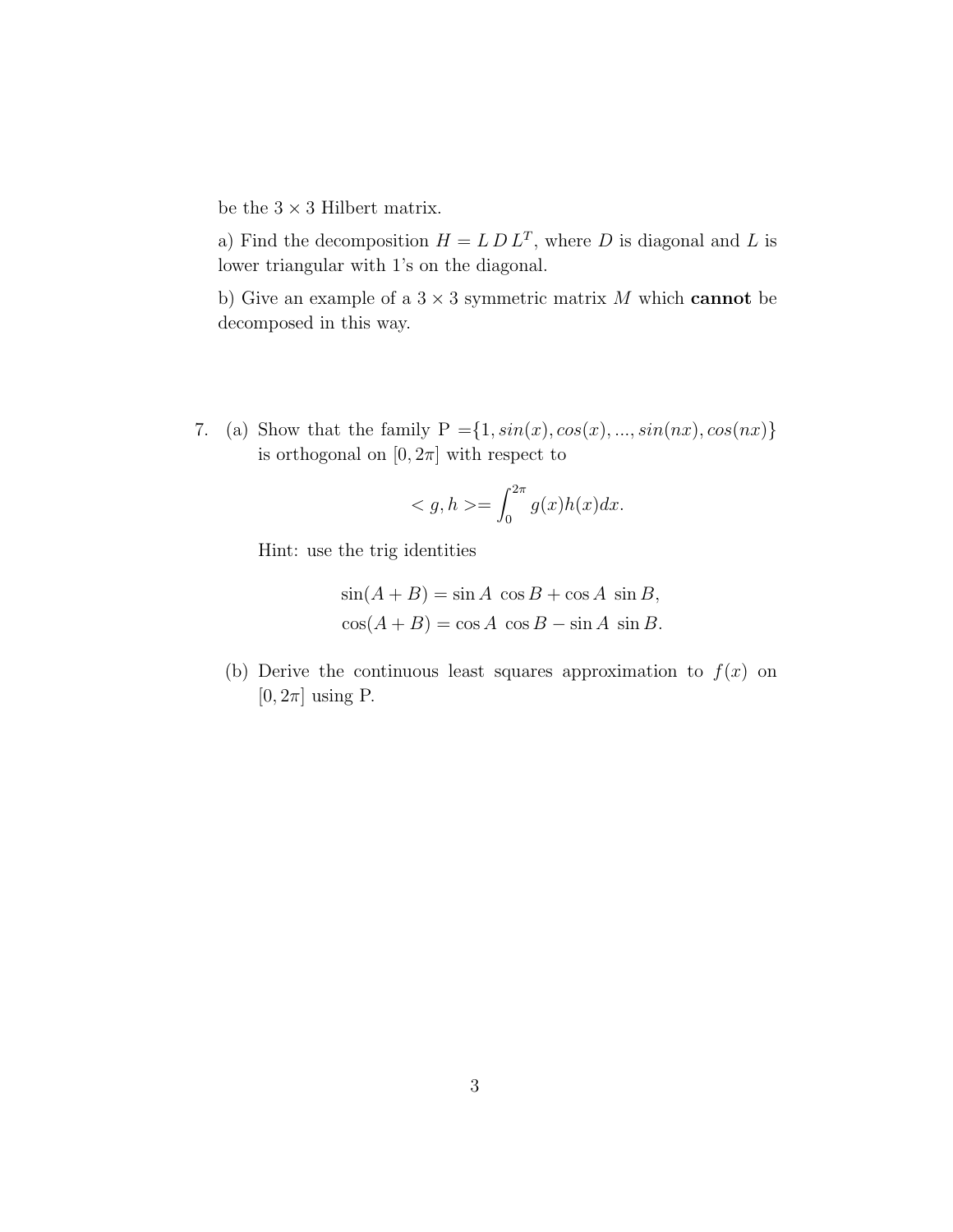be the $3 \times 3$ Hilbert matrix.

a) Find the decomposition $H = L\,D\,L^T$, where $D$ is diagonal and $L$ is lower triangular with 1's on the diagonal.

b) Give an example of a $3 \times 3$ symmetric matrix $M$ which **cannot** be decomposed in this way.

7. (a) Show that the family P $=\{1, sin(x), cos(x), ..., sin(nx), cos(nx)\}$ is orthogonal on $[0, 2\pi]$ with respect to

$$< g, h >= \int_0^{2\pi} g(x)h(x)dx.$$

Hint: use the trig identities

$$\sin(A + B) = \sin A\ \cos B + \cos A\ \sin B,$$
$$\cos(A + B) = \cos A\ \cos B - \sin A\ \sin B.$$

(b) Derive the continuous least squares approximation to $f(x)$ on $[0, 2\pi]$ using P.